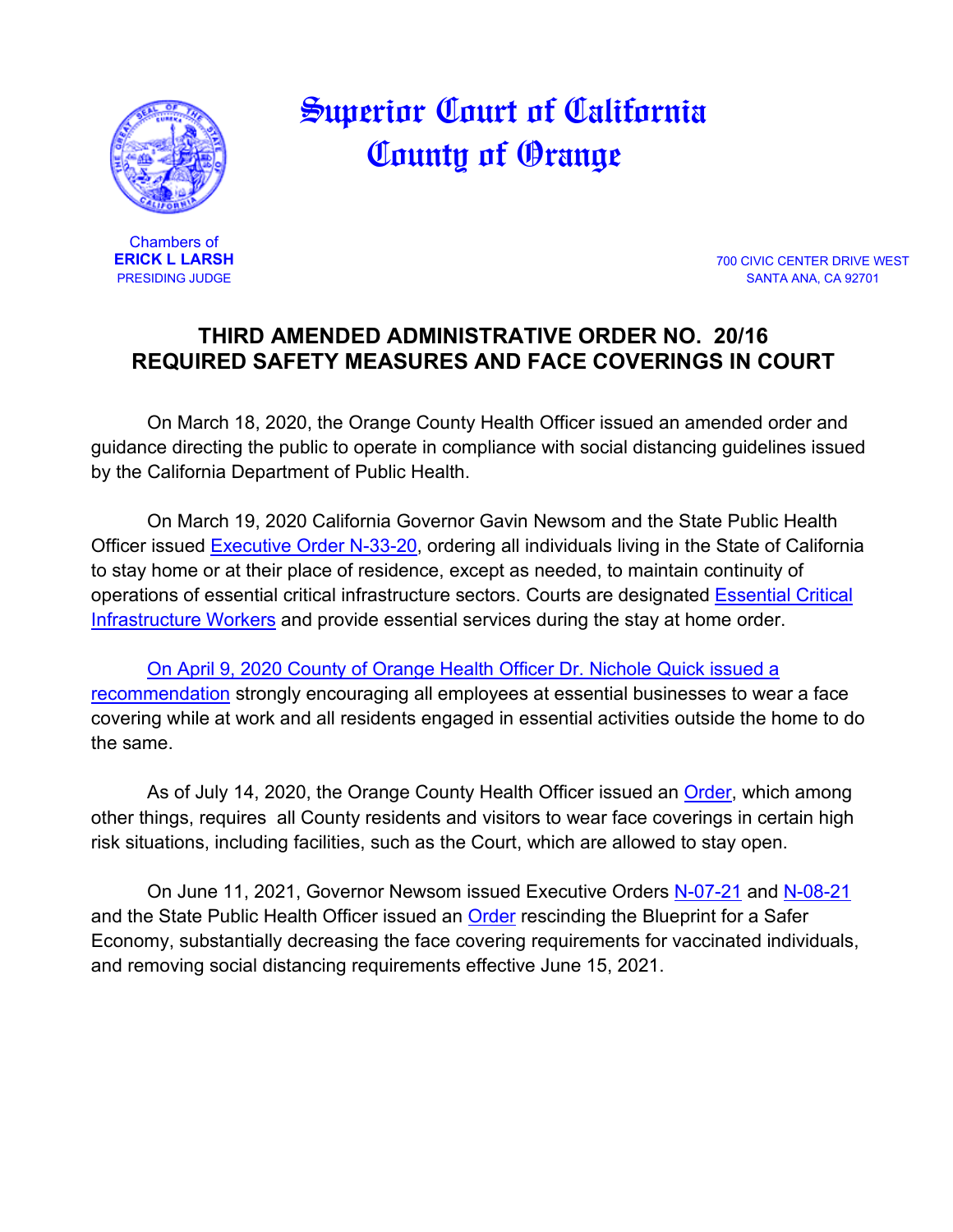# Superior Court of California
# County of Orange

Chambers of
**ERICK L LARSH**
PRESIDING JUDGE

700 CIVIC CENTER DRIVE WEST
SANTA ANA, CA 92701

## THIRD AMENDED ADMINISTRATIVE ORDER NO. 20/16
## REQUIRED SAFETY MEASURES AND FACE COVERINGS IN COURT

On March 18, 2020, the Orange County Health Officer issued an amended order and guidance directing the public to operate in compliance with social distancing guidelines issued by the California Department of Public Health.

On March 19, 2020 California Governor Gavin Newsom and the State Public Health Officer issued Executive Order N-33-20, ordering all individuals living in the State of California to stay home or at their place of residence, except as needed, to maintain continuity of operations of essential critical infrastructure sectors. Courts are designated Essential Critical Infrastructure Workers and provide essential services during the stay at home order.

On April 9, 2020 County of Orange Health Officer Dr. Nichole Quick issued a recommendation strongly encouraging all employees at essential businesses to wear a face covering while at work and all residents engaged in essential activities outside the home to do the same.

As of July 14, 2020, the Orange County Health Officer issued an Order, which among other things, requires all County residents and visitors to wear face coverings in certain high risk situations, including facilities, such as the Court, which are allowed to stay open.

On June 11, 2021, Governor Newsom issued Executive Orders N-07-21 and N-08-21 and the State Public Health Officer issued an Order rescinding the Blueprint for a Safer Economy, substantially decreasing the face covering requirements for vaccinated individuals, and removing social distancing requirements effective June 15, 2021.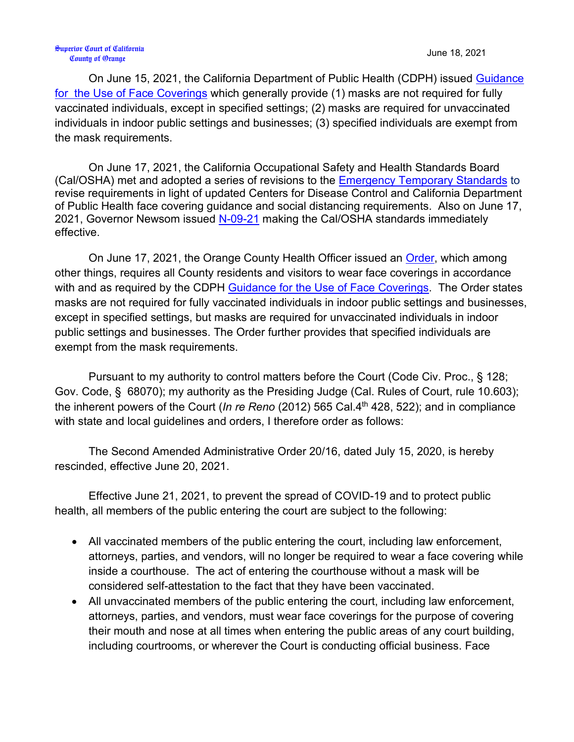Superior Court of California
County of Orange

June 18, 2021

On June 15, 2021, the California Department of Public Health (CDPH) issued [Guidance for the Use of Face Coverings](#) which generally provide (1) masks are not required for fully vaccinated individuals, except in specified settings; (2) masks are required for unvaccinated individuals in indoor public settings and businesses; (3) specified individuals are exempt from the mask requirements.

On June 17, 2021, the California Occupational Safety and Health Standards Board (Cal/OSHA) met and adopted a series of revisions to the [Emergency Temporary Standards](#) to revise requirements in light of updated Centers for Disease Control and California Department of Public Health face covering guidance and social distancing requirements. Also on June 17, 2021, Governor Newsom issued [N-09-21](#) making the Cal/OSHA standards immediately effective.

On June 17, 2021, the Orange County Health Officer issued an [Order](#), which among other things, requires all County residents and visitors to wear face coverings in accordance with and as required by the CDPH [Guidance for the Use of Face Coverings](#). The Order states masks are not required for fully vaccinated individuals in indoor public settings and businesses, except in specified settings, but masks are required for unvaccinated individuals in indoor public settings and businesses. The Order further provides that specified individuals are exempt from the mask requirements.

Pursuant to my authority to control matters before the Court (Code Civ. Proc., § 128; Gov. Code, § 68070); my authority as the Presiding Judge (Cal. Rules of Court, rule 10.603); the inherent powers of the Court (*In re Reno* (2012) 565 Cal.4th 428, 522); and in compliance with state and local guidelines and orders, I therefore order as follows:

The Second Amended Administrative Order 20/16, dated July 15, 2020, is hereby rescinded, effective June 20, 2021.

Effective June 21, 2021, to prevent the spread of COVID-19 and to protect public health, all members of the public entering the court are subject to the following:

- All vaccinated members of the public entering the court, including law enforcement, attorneys, parties, and vendors, will no longer be required to wear a face covering while inside a courthouse. The act of entering the courthouse without a mask will be considered self-attestation to the fact that they have been vaccinated.
- All unvaccinated members of the public entering the court, including law enforcement, attorneys, parties, and vendors, must wear face coverings for the purpose of covering their mouth and nose at all times when entering the public areas of any court building, including courtrooms, or wherever the Court is conducting official business. Face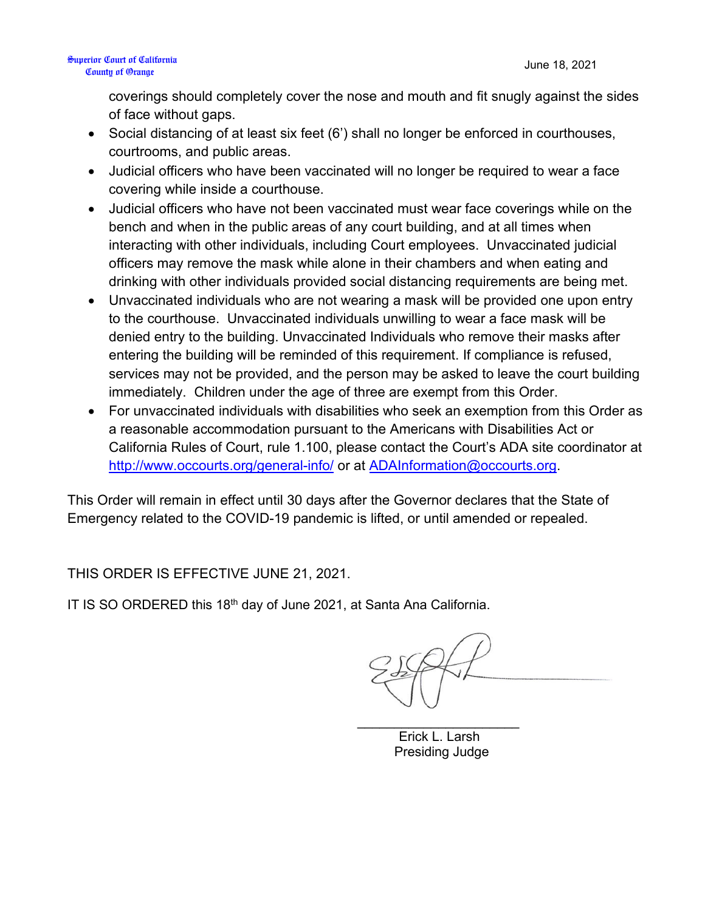coverings should completely cover the nose and mouth and fit snugly against the sides of face without gaps.

- Social distancing of at least six feet (6') shall no longer be enforced in courthouses, courtrooms, and public areas.
- Judicial officers who have been vaccinated will no longer be required to wear a face covering while inside a courthouse.
- Judicial officers who have not been vaccinated must wear face coverings while on the bench and when in the public areas of any court building, and at all times when interacting with other individuals, including Court employees. Unvaccinated judicial officers may remove the mask while alone in their chambers and when eating and drinking with other individuals provided social distancing requirements are being met.
- Unvaccinated individuals who are not wearing a mask will be provided one upon entry to the courthouse. Unvaccinated individuals unwilling to wear a face mask will be denied entry to the building. Unvaccinated Individuals who remove their masks after entering the building will be reminded of this requirement. If compliance is refused, services may not be provided, and the person may be asked to leave the court building immediately. Children under the age of three are exempt from this Order.
- For unvaccinated individuals with disabilities who seek an exemption from this Order as a reasonable accommodation pursuant to the Americans with Disabilities Act or California Rules of Court, rule 1.100, please contact the Court's ADA site coordinator at http://www.occourts.org/general-info/ or at ADAInformation@occourts.org.

This Order will remain in effect until 30 days after the Governor declares that the State of Emergency related to the COVID-19 pandemic is lifted, or until amended or repealed.

THIS ORDER IS EFFECTIVE JUNE 21, 2021.

IT IS SO ORDERED this 18th day of June 2021, at Santa Ana California.

Erick L. Larsh
Presiding Judge